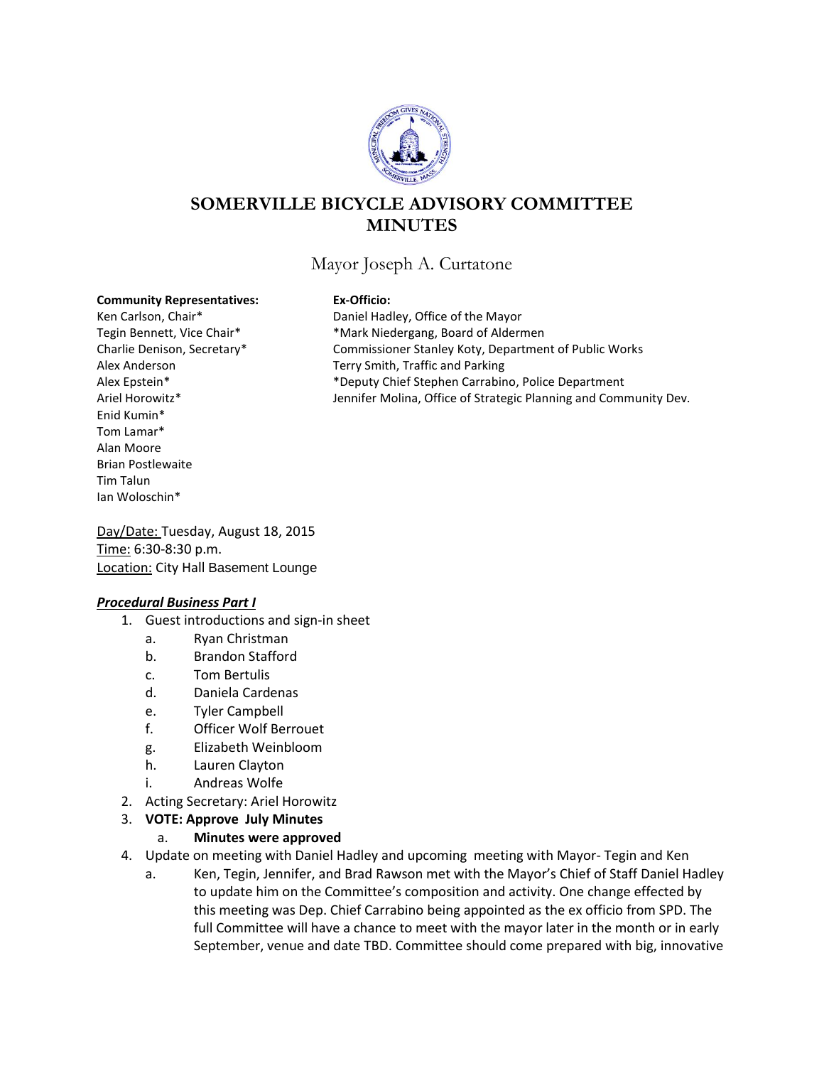# SOMERVILLE BICYCLE ADVISORY COMMITTEE MINUTES

Mayor Joseph A. Curtatone

**Community Representatives:**
Ken Carlson, Chair*
Tegin Bennett, Vice Chair*
Charlie Denison, Secretary*
Alex Anderson
Alex Epstein*
Ariel Horowitz*
Enid Kumin*
Tom Lamar*
Alan Moore
Brian Postlewaite
Tim Talun
Ian Woloschin*

**Ex-Officio:**
Daniel Hadley, Office of the Mayor
*Mark Niedergang, Board of Aldermen
Commissioner Stanley Koty, Department of Public Works
Terry Smith, Traffic and Parking
*Deputy Chief Stephen Carrabino, Police Department
Jennifer Molina, Office of Strategic Planning and Community Dev.

Day/Date: Tuesday, August 18, 2015
Time: 6:30-8:30 p.m.
Location: City Hall Basement Lounge

***Procedural Business Part I***

1. Guest introductions and sign-in sheet
   a. Ryan Christman
   b. Brandon Stafford
   c. Tom Bertulis
   d. Daniela Cardenas
   e. Tyler Campbell
   f. Officer Wolf Berrouet
   g. Elizabeth Weinbloom
   h. Lauren Clayton
   i. Andreas Wolfe
2. Acting Secretary: Ariel Horowitz
3. **VOTE: Approve July Minutes**
   a. **Minutes were approved**
4. Update on meeting with Daniel Hadley and upcoming meeting with Mayor- Tegin and Ken
   a. Ken, Tegin, Jennifer, and Brad Rawson met with the Mayor's Chief of Staff Daniel Hadley to update him on the Committee's composition and activity. One change effected by this meeting was Dep. Chief Carrabino being appointed as the ex officio from SPD. The full Committee will have a chance to meet with the mayor later in the month or in early September, venue and date TBD. Committee should come prepared with big, innovative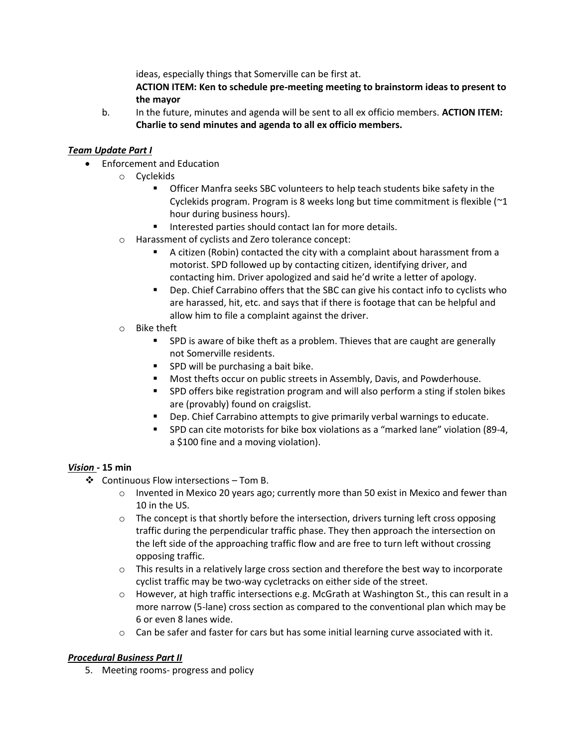ideas, especially things that Somerville can be first at.

**ACTION ITEM: Ken to schedule pre-meeting meeting to brainstorm ideas to present to the mayor**

b. In the future, minutes and agenda will be sent to all ex officio members. **ACTION ITEM: Charlie to send minutes and agenda to all ex officio members.**

***Team Update Part I***

- Enforcement and Education
  - Cyclekids
    - Officer Manfra seeks SBC volunteers to help teach students bike safety in the Cyclekids program. Program is 8 weeks long but time commitment is flexible (~1 hour during business hours).
    - Interested parties should contact Ian for more details.
  - Harassment of cyclists and Zero tolerance concept:
    - A citizen (Robin) contacted the city with a complaint about harassment from a motorist. SPD followed up by contacting citizen, identifying driver, and contacting him. Driver apologized and said he'd write a letter of apology.
    - Dep. Chief Carrabino offers that the SBC can give his contact info to cyclists who are harassed, hit, etc. and says that if there is footage that can be helpful and allow him to file a complaint against the driver.
  - Bike theft
    - SPD is aware of bike theft as a problem. Thieves that are caught are generally not Somerville residents.
    - SPD will be purchasing a bait bike.
    - Most thefts occur on public streets in Assembly, Davis, and Powderhouse.
    - SPD offers bike registration program and will also perform a sting if stolen bikes are (provably) found on craigslist.
    - Dep. Chief Carrabino attempts to give primarily verbal warnings to educate.
    - SPD can cite motorists for bike box violations as a "marked lane" violation (89-4, a $100 fine and a moving violation).

***Vision* - 15 min**

- Continuous Flow intersections – Tom B.
  - Invented in Mexico 20 years ago; currently more than 50 exist in Mexico and fewer than 10 in the US.
  - The concept is that shortly before the intersection, drivers turning left cross opposing traffic during the perpendicular traffic phase. They then approach the intersection on the left side of the approaching traffic flow and are free to turn left without crossing opposing traffic.
  - This results in a relatively large cross section and therefore the best way to incorporate cyclist traffic may be two-way cycletracks on either side of the street.
  - However, at high traffic intersections e.g. McGrath at Washington St., this can result in a more narrow (5-lane) cross section as compared to the conventional plan which may be 6 or even 8 lanes wide.
  - Can be safer and faster for cars but has some initial learning curve associated with it.

***Procedural Business Part II***

5. Meeting rooms- progress and policy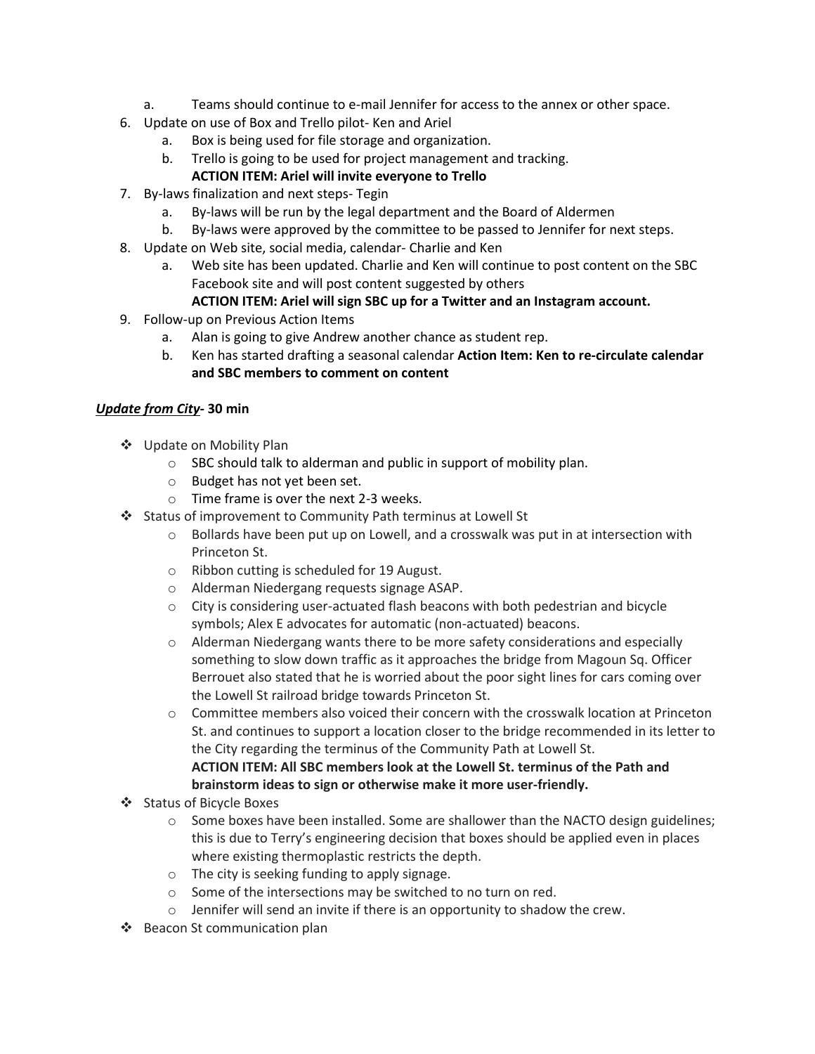a. Teams should continue to e-mail Jennifer for access to the annex or other space.

6. Update on use of Box and Trello pilot- Ken and Ariel
   a. Box is being used for file storage and organization.
   b. Trello is going to be used for project management and tracking.
      **ACTION ITEM: Ariel will invite everyone to Trello**
7. By-laws finalization and next steps- Tegin
   a. By-laws will be run by the legal department and the Board of Aldermen
   b. By-laws were approved by the committee to be passed to Jennifer for next steps.
8. Update on Web site, social media, calendar- Charlie and Ken
   a. Web site has been updated. Charlie and Ken will continue to post content on the SBC Facebook site and will post content suggested by others
      **ACTION ITEM: Ariel will sign SBC up for a Twitter and an Instagram account.**
9. Follow-up on Previous Action Items
   a. Alan is going to give Andrew another chance as student rep.
   b. Ken has started drafting a seasonal calendar **Action Item: Ken to re-circulate calendar and SBC members to comment on content**

***Update from City*- 30 min**

- Update on Mobility Plan
  - SBC should talk to alderman and public in support of mobility plan.
  - Budget has not yet been set.
  - Time frame is over the next 2-3 weeks.
- Status of improvement to Community Path terminus at Lowell St
  - Bollards have been put up on Lowell, and a crosswalk was put in at intersection with Princeton St.
  - Ribbon cutting is scheduled for 19 August.
  - Alderman Niedergang requests signage ASAP.
  - City is considering user-actuated flash beacons with both pedestrian and bicycle symbols; Alex E advocates for automatic (non-actuated) beacons.
  - Alderman Niedergang wants there to be more safety considerations and especially something to slow down traffic as it approaches the bridge from Magoun Sq. Officer Berrouet also stated that he is worried about the poor sight lines for cars coming over the Lowell St railroad bridge towards Princeton St.
  - Committee members also voiced their concern with the crosswalk location at Princeton St. and continues to support a location closer to the bridge recommended in its letter to the City regarding the terminus of the Community Path at Lowell St.
    **ACTION ITEM: All SBC members look at the Lowell St. terminus of the Path and brainstorm ideas to sign or otherwise make it more user-friendly.**
- Status of Bicycle Boxes
  - Some boxes have been installed. Some are shallower than the NACTO design guidelines; this is due to Terry's engineering decision that boxes should be applied even in places where existing thermoplastic restricts the depth.
  - The city is seeking funding to apply signage.
  - Some of the intersections may be switched to no turn on red.
  - Jennifer will send an invite if there is an opportunity to shadow the crew.
- Beacon St communication plan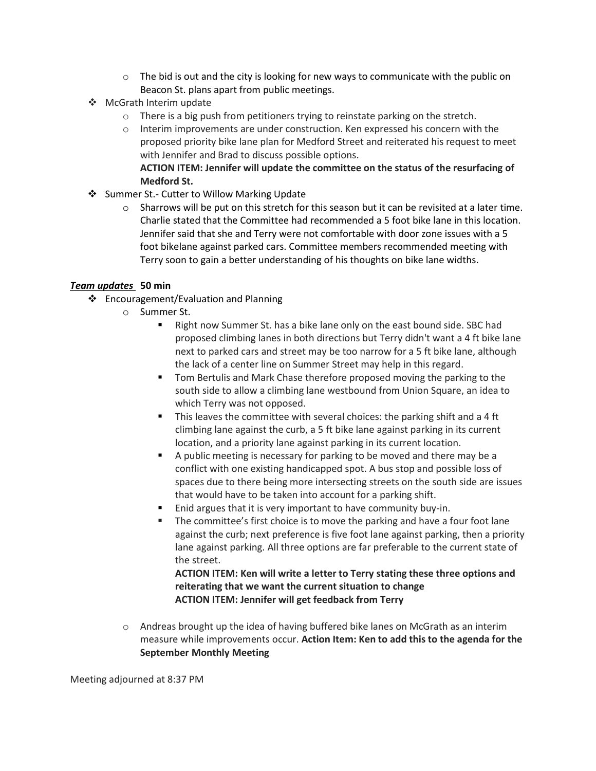- The bid is out and the city is looking for new ways to communicate with the public on Beacon St. plans apart from public meetings.

- McGrath Interim update
  - There is a big push from petitioners trying to reinstate parking on the stretch.
  - Interim improvements are under construction. Ken expressed his concern with the proposed priority bike lane plan for Medford Street and reiterated his request to meet with Jennifer and Brad to discuss possible options.
    **ACTION ITEM: Jennifer will update the committee on the status of the resurfacing of Medford St.**
- Summer St.- Cutter to Willow Marking Update
  - Sharrows will be put on this stretch for this season but it can be revisited at a later time. Charlie stated that the Committee had recommended a 5 foot bike lane in this location. Jennifer said that she and Terry were not comfortable with door zone issues with a 5 foot bikelane against parked cars. Committee members recommended meeting with Terry soon to gain a better understanding of his thoughts on bike lane widths.

***Team updates*** **50 min**

- Encouragement/Evaluation and Planning
  - Summer St.
    - Right now Summer St. has a bike lane only on the east bound side. SBC had proposed climbing lanes in both directions but Terry didn't want a 4 ft bike lane next to parked cars and street may be too narrow for a 5 ft bike lane, although the lack of a center line on Summer Street may help in this regard.
    - Tom Bertulis and Mark Chase therefore proposed moving the parking to the south side to allow a climbing lane westbound from Union Square, an idea to which Terry was not opposed.
    - This leaves the committee with several choices: the parking shift and a 4 ft climbing lane against the curb, a 5 ft bike lane against parking in its current location, and a priority lane against parking in its current location.
    - A public meeting is necessary for parking to be moved and there may be a conflict with one existing handicapped spot. A bus stop and possible loss of spaces due to there being more intersecting streets on the south side are issues that would have to be taken into account for a parking shift.
    - Enid argues that it is very important to have community buy-in.
    - The committee's first choice is to move the parking and have a four foot lane against the curb; next preference is five foot lane against parking, then a priority lane against parking. All three options are far preferable to the current state of the street.
      **ACTION ITEM: Ken will write a letter to Terry stating these three options and reiterating that we want the current situation to change**
      **ACTION ITEM: Jennifer will get feedback from Terry**
  - Andreas brought up the idea of having buffered bike lanes on McGrath as an interim measure while improvements occur. **Action Item: Ken to add this to the agenda for the September Monthly Meeting**

Meeting adjourned at 8:37 PM